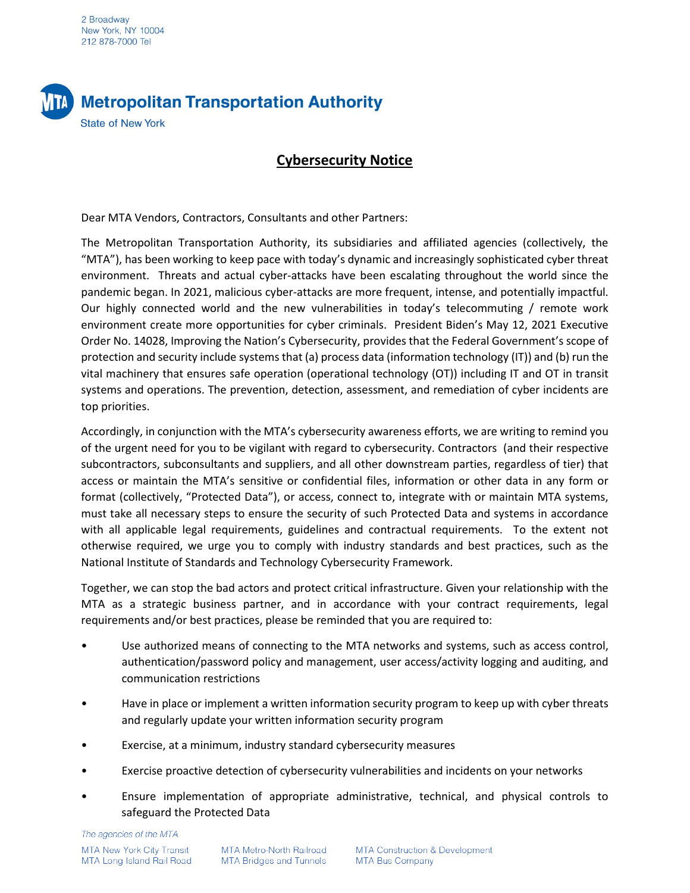2 Broadway
New York, NY 10004
212 878-7000 Tel

**Metropolitan Transportation Authority**
State of New York

## Cybersecurity Notice

Dear MTA Vendors, Contractors, Consultants and other Partners:

The Metropolitan Transportation Authority, its subsidiaries and affiliated agencies (collectively, the "MTA"), has been working to keep pace with today's dynamic and increasingly sophisticated cyber threat environment. Threats and actual cyber-attacks have been escalating throughout the world since the pandemic began. In 2021, malicious cyber-attacks are more frequent, intense, and potentially impactful. Our highly connected world and the new vulnerabilities in today's telecommuting / remote work environment create more opportunities for cyber criminals. President Biden's May 12, 2021 Executive Order No. 14028, Improving the Nation's Cybersecurity, provides that the Federal Government's scope of protection and security include systems that (a) process data (information technology (IT)) and (b) run the vital machinery that ensures safe operation (operational technology (OT)) including IT and OT in transit systems and operations. The prevention, detection, assessment, and remediation of cyber incidents are top priorities.

Accordingly, in conjunction with the MTA's cybersecurity awareness efforts, we are writing to remind you of the urgent need for you to be vigilant with regard to cybersecurity. Contractors (and their respective subcontractors, subconsultants and suppliers, and all other downstream parties, regardless of tier) that access or maintain the MTA's sensitive or confidential files, information or other data in any form or format (collectively, "Protected Data"), or access, connect to, integrate with or maintain MTA systems, must take all necessary steps to ensure the security of such Protected Data and systems in accordance with all applicable legal requirements, guidelines and contractual requirements. To the extent not otherwise required, we urge you to comply with industry standards and best practices, such as the National Institute of Standards and Technology Cybersecurity Framework.

Together, we can stop the bad actors and protect critical infrastructure. Given your relationship with the MTA as a strategic business partner, and in accordance with your contract requirements, legal requirements and/or best practices, please be reminded that you are required to:

- Use authorized means of connecting to the MTA networks and systems, such as access control, authentication/password policy and management, user access/activity logging and auditing, and communication restrictions
- Have in place or implement a written information security program to keep up with cyber threats and regularly update your written information security program
- Exercise, at a minimum, industry standard cybersecurity measures
- Exercise proactive detection of cybersecurity vulnerabilities and incidents on your networks
- Ensure implementation of appropriate administrative, technical, and physical controls to safeguard the Protected Data

*The agencies of the MTA*

MTA New York City Transit | MTA Metro-North Railroad | MTA Construction & Development
MTA Long Island Rail Road | MTA Bridges and Tunnels | MTA Bus Company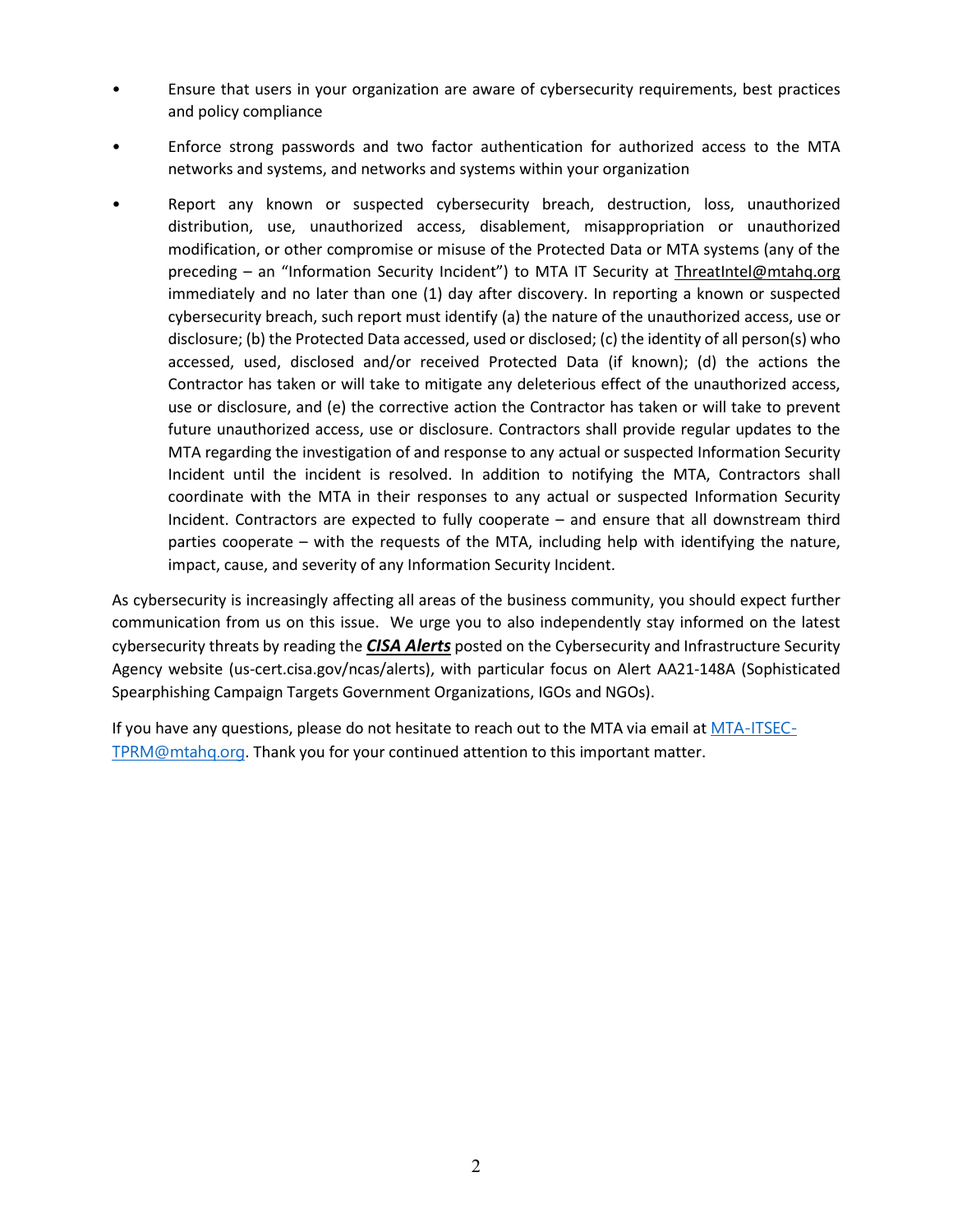- Ensure that users in your organization are aware of cybersecurity requirements, best practices and policy compliance
- Enforce strong passwords and two factor authentication for authorized access to the MTA networks and systems, and networks and systems within your organization
- Report any known or suspected cybersecurity breach, destruction, loss, unauthorized distribution, use, unauthorized access, disablement, misappropriation or unauthorized modification, or other compromise or misuse of the Protected Data or MTA systems (any of the preceding – an "Information Security Incident") to MTA IT Security at ThreatIntel@mtahq.org immediately and no later than one (1) day after discovery. In reporting a known or suspected cybersecurity breach, such report must identify (a) the nature of the unauthorized access, use or disclosure; (b) the Protected Data accessed, used or disclosed; (c) the identity of all person(s) who accessed, used, disclosed and/or received Protected Data (if known); (d) the actions the Contractor has taken or will take to mitigate any deleterious effect of the unauthorized access, use or disclosure, and (e) the corrective action the Contractor has taken or will take to prevent future unauthorized access, use or disclosure. Contractors shall provide regular updates to the MTA regarding the investigation of and response to any actual or suspected Information Security Incident until the incident is resolved. In addition to notifying the MTA, Contractors shall coordinate with the MTA in their responses to any actual or suspected Information Security Incident. Contractors are expected to fully cooperate – and ensure that all downstream third parties cooperate – with the requests of the MTA, including help with identifying the nature, impact, cause, and severity of any Information Security Incident.

As cybersecurity is increasingly affecting all areas of the business community, you should expect further communication from us on this issue. We urge you to also independently stay informed on the latest cybersecurity threats by reading the ***CISA Alerts*** posted on the Cybersecurity and Infrastructure Security Agency website (us-cert.cisa.gov/ncas/alerts), with particular focus on Alert AA21-148A (Sophisticated Spearphishing Campaign Targets Government Organizations, IGOs and NGOs).

If you have any questions, please do not hesitate to reach out to the MTA via email at MTA-ITSEC-TPRM@mtahq.org. Thank you for your continued attention to this important matter.